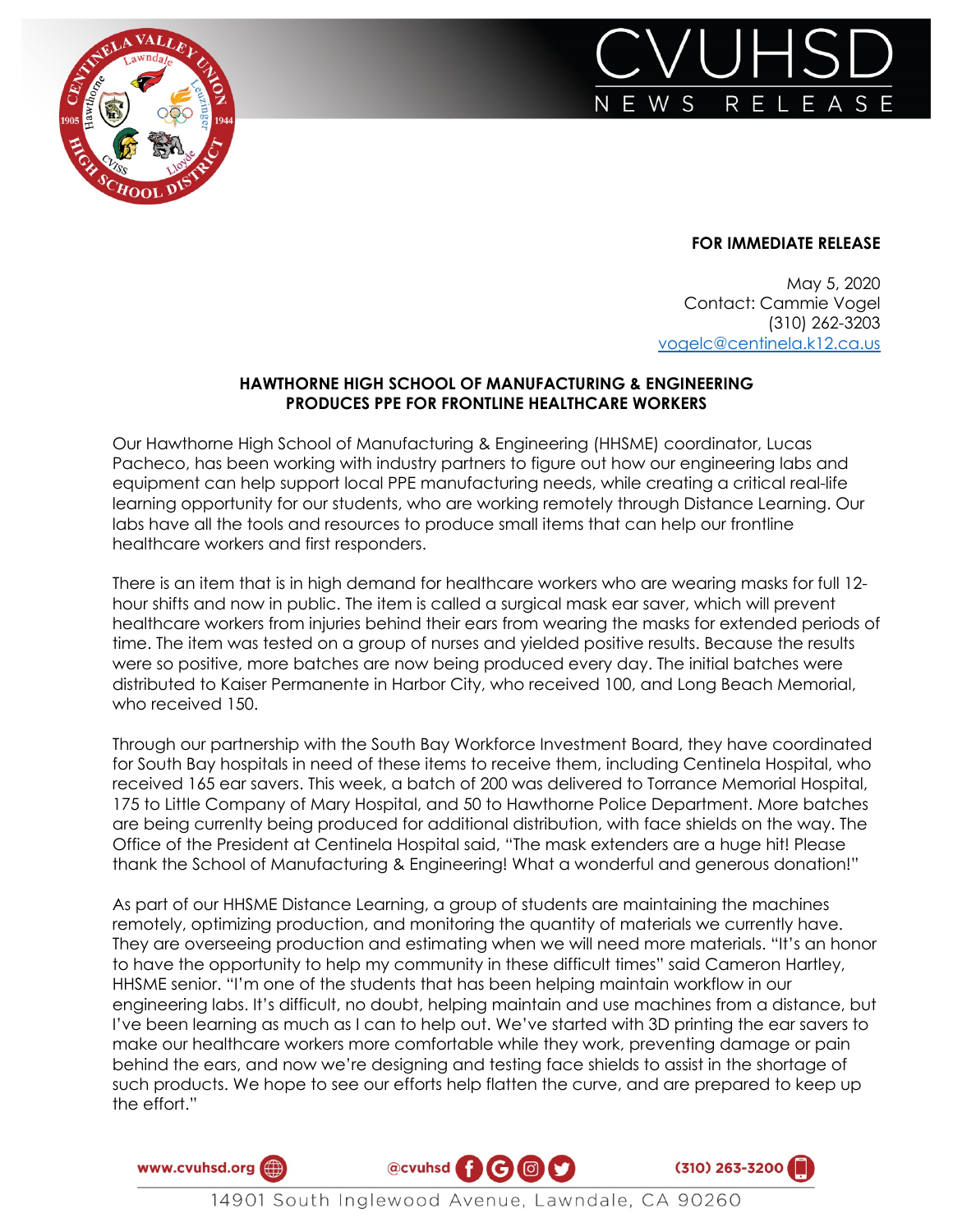# CVUHSD NEWS RELEASE

**FOR IMMEDIATE RELEASE**

May 5, 2020
Contact: Cammie Vogel
(310) 262-3203
vogelc@centinela.k12.ca.us

## HAWTHORNE HIGH SCHOOL OF MANUFACTURING & ENGINEERING PRODUCES PPE FOR FRONTLINE HEALTHCARE WORKERS

Our Hawthorne High School of Manufacturing & Engineering (HHSME) coordinator, Lucas Pacheco, has been working with industry partners to figure out how our engineering labs and equipment can help support local PPE manufacturing needs, while creating a critical real-life learning opportunity for our students, who are working remotely through Distance Learning. Our labs have all the tools and resources to produce small items that can help our frontline healthcare workers and first responders.

There is an item that is in high demand for healthcare workers who are wearing masks for full 12-hour shifts and now in public. The item is called a surgical mask ear saver, which will prevent healthcare workers from injuries behind their ears from wearing the masks for extended periods of time. The item was tested on a group of nurses and yielded positive results. Because the results were so positive, more batches are now being produced every day. The initial batches were distributed to Kaiser Permanente in Harbor City, who received 100, and Long Beach Memorial, who received 150.

Through our partnership with the South Bay Workforce Investment Board, they have coordinated for South Bay hospitals in need of these items to receive them, including Centinela Hospital, who received 165 ear savers. This week, a batch of 200 was delivered to Torrance Memorial Hospital, 175 to Little Company of Mary Hospital, and 50 to Hawthorne Police Department. More batches are being currenlty being produced for additional distribution, with face shields on the way. The Office of the President at Centinela Hospital said, "The mask extenders are a huge hit! Please thank the School of Manufacturing & Engineering! What a wonderful and generous donation!"

As part of our HHSME Distance Learning, a group of students are maintaining the machines remotely, optimizing production, and monitoring the quantity of materials we currently have. They are overseeing production and estimating when we will need more materials. "It's an honor to have the opportunity to help my community in these difficult times" said Cameron Hartley, HHSME senior. "I'm one of the students that has been helping maintain workflow in our engineering labs. It's difficult, no doubt, helping maintain and use machines from a distance, but I've been learning as much as I can to help out. We've started with 3D printing the ear savers to make our healthcare workers more comfortable while they work, preventing damage or pain behind the ears, and now we're designing and testing face shields to assist in the shortage of such products. We hope to see our efforts help flatten the curve, and are prepared to keep up the effort."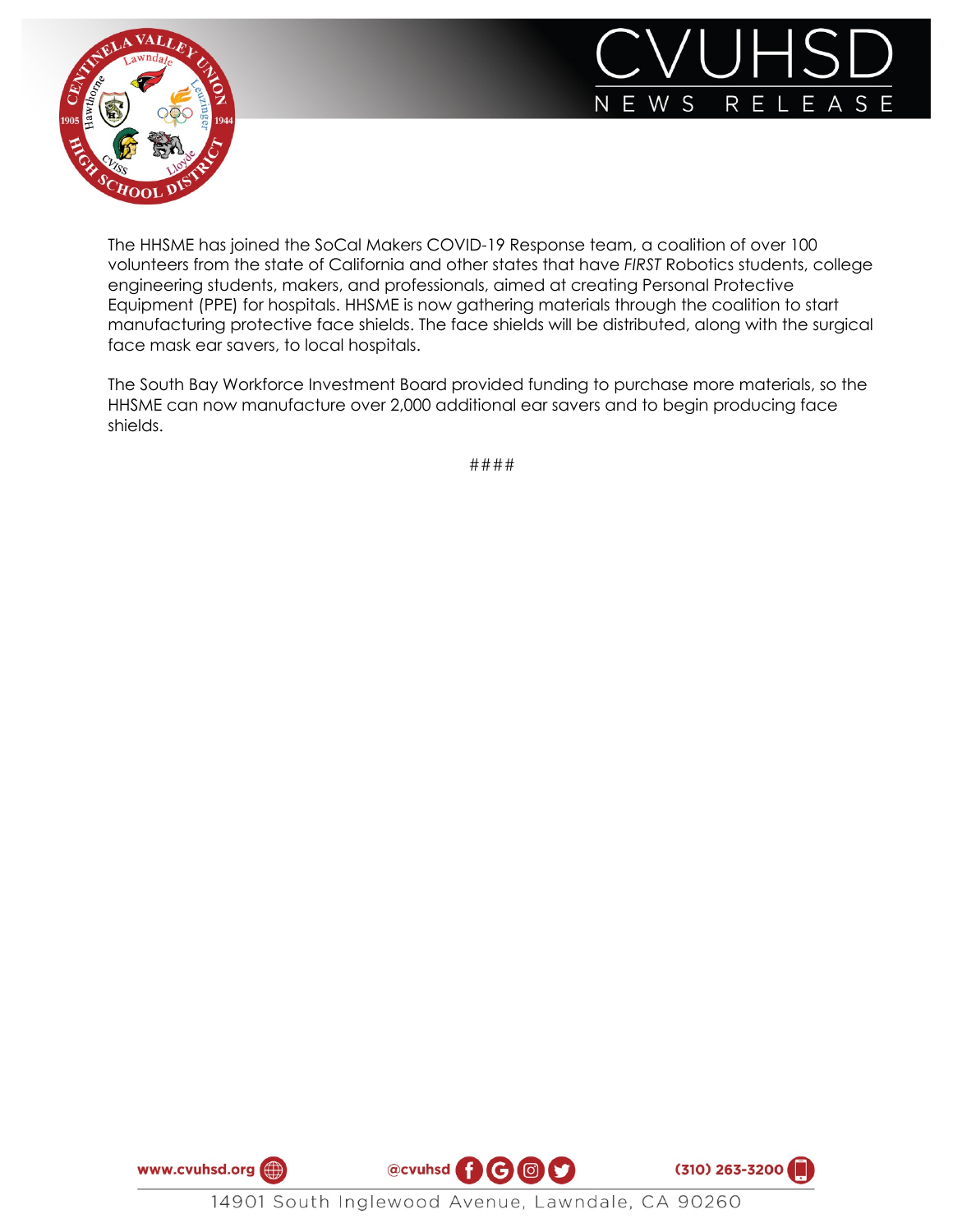The HHSME has joined the SoCal Makers COVID-19 Response team, a coalition of over 100 volunteers from the state of California and other states that have *FIRST* Robotics students, college engineering students, makers, and professionals, aimed at creating Personal Protective Equipment (PPE) for hospitals. HHSME is now gathering materials through the coalition to start manufacturing protective face shields. The face shields will be distributed, along with the surgical face mask ear savers, to local hospitals.

The South Bay Workforce Investment Board provided funding to purchase more materials, so the HHSME can now manufacture over 2,000 additional ear savers and to begin producing face shields.

####